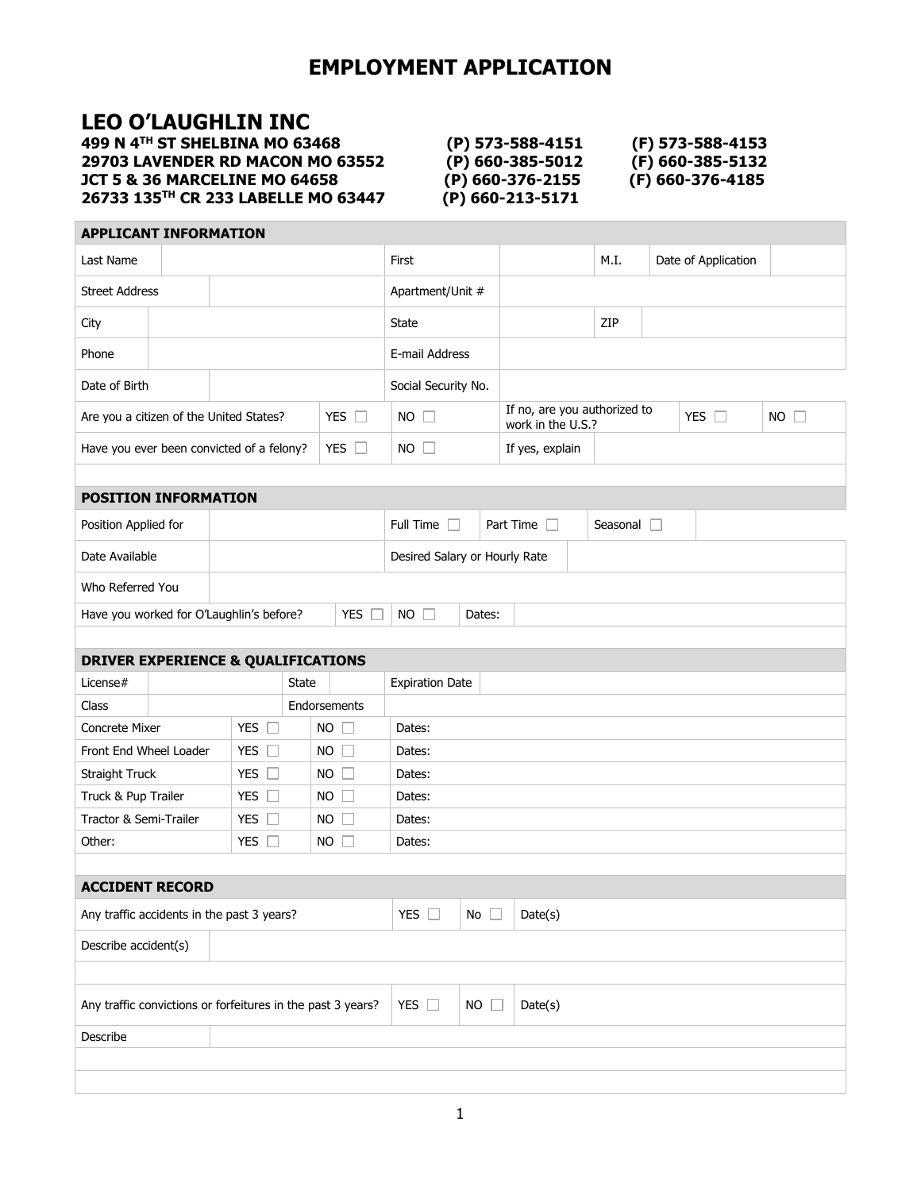# EMPLOYMENT APPLICATION

## LEO O'LAUGHLIN INC

**499 N 4TH ST SHELBINA MO 63468 — (P) 573-588-4151 — (F) 573-588-4153**
**29703 LAVENDER RD MACON MO 63552 — (P) 660-385-5012 — (F) 660-385-5132**
**JCT 5 & 36 MARCELINE MO 64658 — (P) 660-376-2155 — (F) 660-376-4185**
**26733 135TH CR 233 LABELLE MO 63447 — (P) 660-213-5171**

### APPLICANT INFORMATION

| Last Name | | First | | M.I. | Date of Application | |
|---|---|---|---|---|---|---|
| Street Address | | Apartment/Unit # | | | | |
| City | | State | | ZIP | | |
| Phone | | E-mail Address | | | | |
| Date of Birth | | Social Security No. | | | | |

| Are you a citizen of the United States? | YES ☐ | NO ☐ | If no, are you authorized to work in the U.S.? | YES ☐ | NO ☐ |
|---|---|---|---|---|---|
| Have you ever been convicted of a felony? | YES ☐ | NO ☐ | If yes, explain | | |

### POSITION INFORMATION

| Position Applied for | | Full Time ☐ | Part Time ☐ | Seasonal ☐ | |
|---|---|---|---|---|---|
| Date Available | | Desired Salary or Hourly Rate | | | |
| Who Referred You | | | | | |

| Have you worked for O'Laughlin's before? | YES ☐ | NO ☐ | Dates: | |
|---|---|---|---|---|

### DRIVER EXPERIENCE & QUALIFICATIONS

| License# | | State | | Expiration Date | |
|---|---|---|---|---|---|
| Class | | Endorsements | | | |

| | | | |
|---|---|---|---|
| Concrete Mixer | YES ☐ | NO ☐ | Dates: |
| Front End Wheel Loader | YES ☐ | NO ☐ | Dates: |
| Straight Truck | YES ☐ | NO ☐ | Dates: |
| Truck & Pup Trailer | YES ☐ | NO ☐ | Dates: |
| Tractor & Semi-Trailer | YES ☐ | NO ☐ | Dates: |
| Other: | YES ☐ | NO ☐ | Dates: |

### ACCIDENT RECORD

| Any traffic accidents in the past 3 years? | YES ☐ | No ☐ | Date(s) |
|---|---|---|---|
| Describe accident(s) | | | |

| Any traffic convictions or forfeitures in the past 3 years? | YES ☐ | NO ☐ | Date(s) |
|---|---|---|---|
| Describe | | | |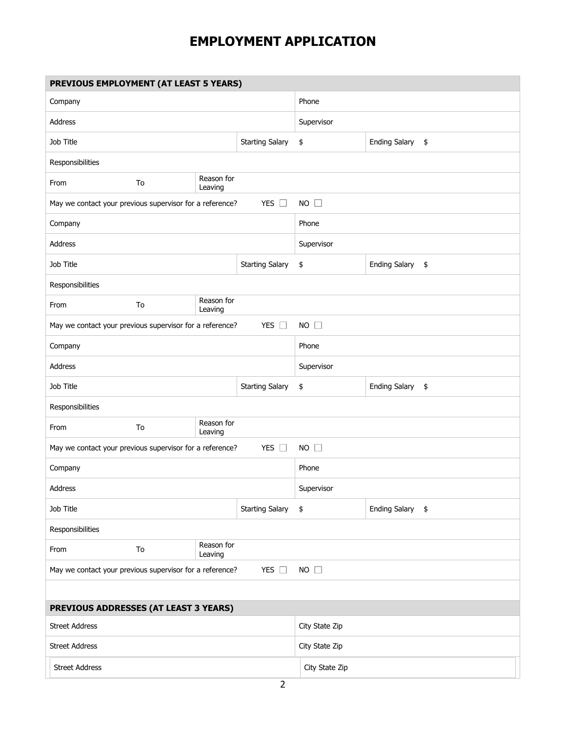# EMPLOYMENT APPLICATION

| PREVIOUS EMPLOYMENT (AT LEAST 5 YEARS) | | | | | | |
|---|---|---|---|---|---|---|
| Company | | | | Phone | | |
| Address | | | | Supervisor | | |
| Job Title | | | Starting Salary | $ | Ending Salary | $ |
| Responsibilities | | | | | | |
| From | To | Reason for Leaving | | | | |
| May we contact your previous supervisor for a reference? | | | YES ☐ | NO ☐ | | |
| Company | | | | Phone | | |
| Address | | | | Supervisor | | |
| Job Title | | | Starting Salary | $ | Ending Salary | $ |
| Responsibilities | | | | | | |
| From | To | Reason for Leaving | | | | |
| May we contact your previous supervisor for a reference? | | | YES ☐ | NO ☐ | | |
| Company | | | | Phone | | |
| Address | | | | Supervisor | | |
| Job Title | | | Starting Salary | $ | Ending Salary | $ |
| Responsibilities | | | | | | |
| From | To | Reason for Leaving | | | | |
| May we contact your previous supervisor for a reference? | | | YES ☐ | NO ☐ | | |
| Company | | | | Phone | | |
| Address | | | | Supervisor | | |
| Job Title | | | Starting Salary | $ | Ending Salary | $ |
| Responsibilities | | | | | | |
| From | To | Reason for Leaving | | | | |
| May we contact your previous supervisor for a reference? | | | YES ☐ | NO ☐ | | |

| PREVIOUS ADDRESSES (AT LEAST 3 YEARS) | |
|---|---|
| Street Address | City State Zip |
| Street Address | City State Zip |
| Street Address | City State Zip |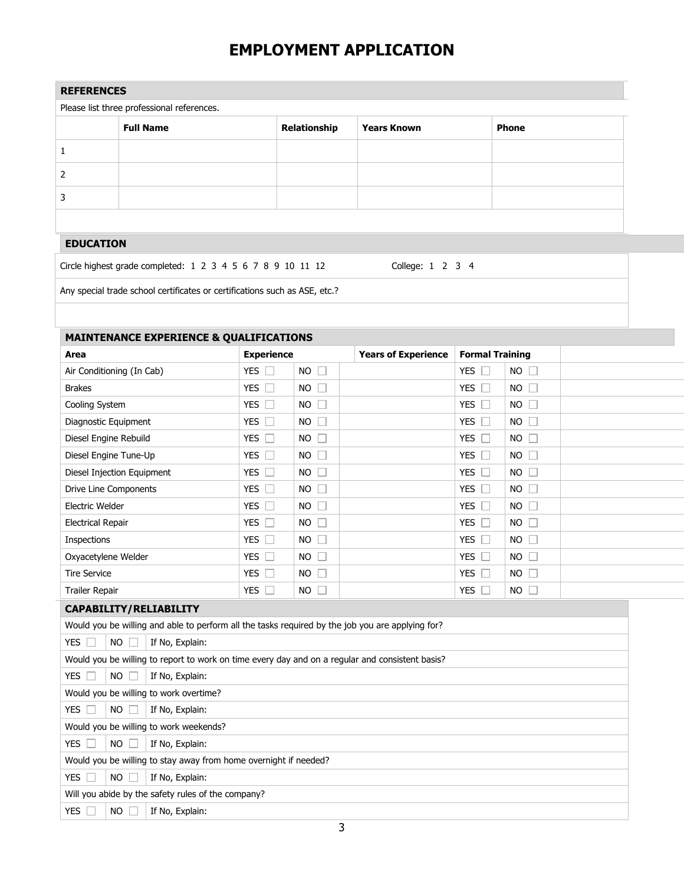# EMPLOYMENT APPLICATION

## REFERENCES

Please list three professional references.

| | Full Name | Relationship | Years Known | Phone |
|---|---|---|---|---|
| 1 | | | | |
| 2 | | | | |
| 3 | | | | |

## EDUCATION

Circle highest grade completed: 1 2 3 4 5 6 7 8 9 10 11 12 College: 1 2 3 4

Any special trade school certificates or certifications such as ASE, etc.?

## MAINTENANCE EXPERIENCE & QUALIFICATIONS

| Area | Experience | | Years of Experience | Formal Training | |
|---|---|---|---|---|---|
| Air Conditioning (In Cab) | YES ☐ | NO ☐ | | YES ☐ | NO ☐ |
| Brakes | YES ☐ | NO ☐ | | YES ☐ | NO ☐ |
| Cooling System | YES ☐ | NO ☐ | | YES ☐ | NO ☐ |
| Diagnostic Equipment | YES ☐ | NO ☐ | | YES ☐ | NO ☐ |
| Diesel Engine Rebuild | YES ☐ | NO ☐ | | YES ☐ | NO ☐ |
| Diesel Engine Tune-Up | YES ☐ | NO ☐ | | YES ☐ | NO ☐ |
| Diesel Injection Equipment | YES ☐ | NO ☐ | | YES ☐ | NO ☐ |
| Drive Line Components | YES ☐ | NO ☐ | | YES ☐ | NO ☐ |
| Electric Welder | YES ☐ | NO ☐ | | YES ☐ | NO ☐ |
| Electrical Repair | YES ☐ | NO ☐ | | YES ☐ | NO ☐ |
| Inspections | YES ☐ | NO ☐ | | YES ☐ | NO ☐ |
| Oxyacetylene Welder | YES ☐ | NO ☐ | | YES ☐ | NO ☐ |
| Tire Service | YES ☐ | NO ☐ | | YES ☐ | NO ☐ |
| Trailer Repair | YES ☐ | NO ☐ | | YES ☐ | NO ☐ |

## CAPABILITY/RELIABILITY

Would you be willing and able to perform all the tasks required by the job you are applying for?

YES ☐ NO ☐ If No, Explain:

Would you be willing to report to work on time every day and on a regular and consistent basis?

YES ☐ NO ☐ If No, Explain:

Would you be willing to work overtime?

YES ☐ NO ☐ If No, Explain:

Would you be willing to work weekends?

YES ☐ NO ☐ If No, Explain:

Would you be willing to stay away from home overnight if needed?

YES ☐ NO ☐ If No, Explain:

Will you abide by the safety rules of the company?

YES ☐ NO ☐ If No, Explain: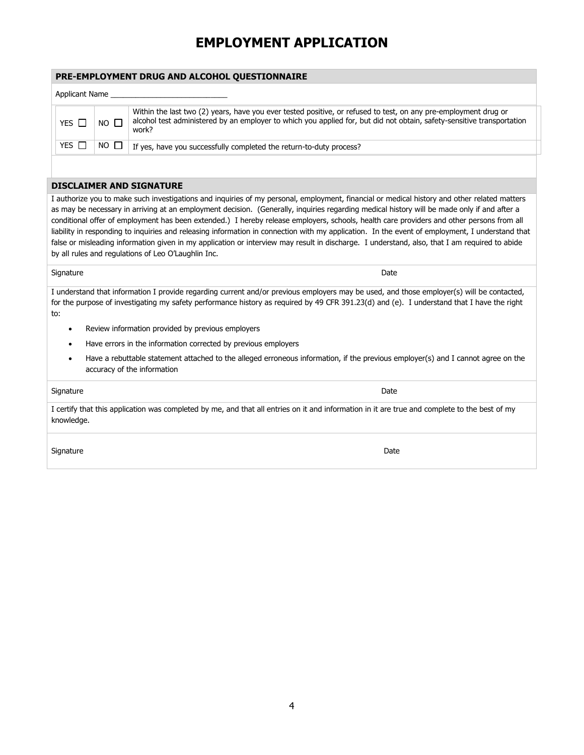# EMPLOYMENT APPLICATION

## PRE-EMPLOYMENT DRUG AND ALCOHOL QUESTIONNAIRE

Applicant Name ____________________________

| | | |
|---|---|---|
| YES ☐ | NO ☐ | Within the last two (2) years, have you ever tested positive, or refused to test, on any pre-employment drug or alcohol test administered by an employer to which you applied for, but did not obtain, safety-sensitive transportation work? |
| YES ☐ | NO ☐ | If yes, have you successfully completed the return-to-duty process? |

## DISCLAIMER AND SIGNATURE

I authorize you to make such investigations and inquiries of my personal, employment, financial or medical history and other related matters as may be necessary in arriving at an employment decision. (Generally, inquiries regarding medical history will be made only if and after a conditional offer of employment has been extended.) I hereby release employers, schools, health care providers and other persons from all liability in responding to inquiries and releasing information in connection with my application. In the event of employment, I understand that false or misleading information given in my application or interview may result in discharge. I understand, also, that I am required to abide by all rules and regulations of Leo O'Laughlin Inc.

Signature                                        Date

I understand that information I provide regarding current and/or previous employers may be used, and those employer(s) will be contacted, for the purpose of investigating my safety performance history as required by 49 CFR 391.23(d) and (e). I understand that I have the right to:

- Review information provided by previous employers
- Have errors in the information corrected by previous employers
- Have a rebuttable statement attached to the alleged erroneous information, if the previous employer(s) and I cannot agree on the accuracy of the information

Signature                                        Date

I certify that this application was completed by me, and that all entries on it and information in it are true and complete to the best of my knowledge.

Signature                                        Date